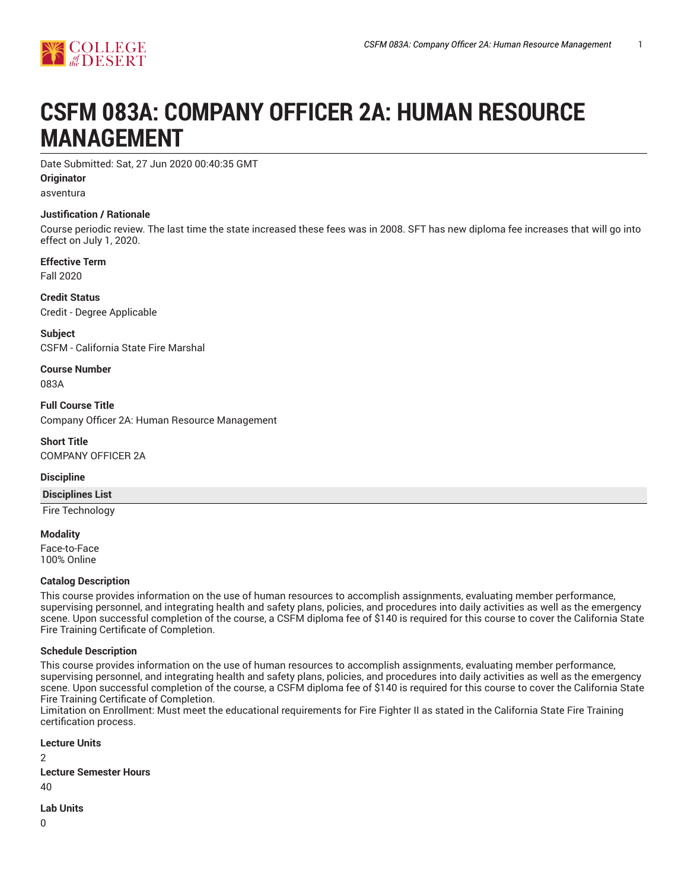# CSFM 083A: COMPANY OFFICER 2A: HUMAN RESOURCE MANAGEMENT

Date Submitted: Sat, 27 Jun 2020 00:40:35 GMT

**Originator**

asventura

**Justification / Rationale**

Course periodic review. The last time the state increased these fees was in 2008. SFT has new diploma fee increases that will go into effect on July 1, 2020.

**Effective Term**

Fall 2020

**Credit Status**

Credit - Degree Applicable

**Subject**

CSFM - California State Fire Marshal

**Course Number**

083A

**Full Course Title**

Company Officer 2A: Human Resource Management

**Short Title**

COMPANY OFFICER 2A

**Discipline**

| Disciplines List |
|---|
| Fire Technology |

**Modality**

Face-to-Face
100% Online

**Catalog Description**

This course provides information on the use of human resources to accomplish assignments, evaluating member performance, supervising personnel, and integrating health and safety plans, policies, and procedures into daily activities as well as the emergency scene. Upon successful completion of the course, a CSFM diploma fee of $140 is required for this course to cover the California State Fire Training Certificate of Completion.

**Schedule Description**

This course provides information on the use of human resources to accomplish assignments, evaluating member performance, supervising personnel, and integrating health and safety plans, policies, and procedures into daily activities as well as the emergency scene. Upon successful completion of the course, a CSFM diploma fee of $140 is required for this course to cover the California State Fire Training Certificate of Completion.
Limitation on Enrollment: Must meet the educational requirements for Fire Fighter II as stated in the California State Fire Training certification process.

**Lecture Units**

2

**Lecture Semester Hours**

40

**Lab Units**

0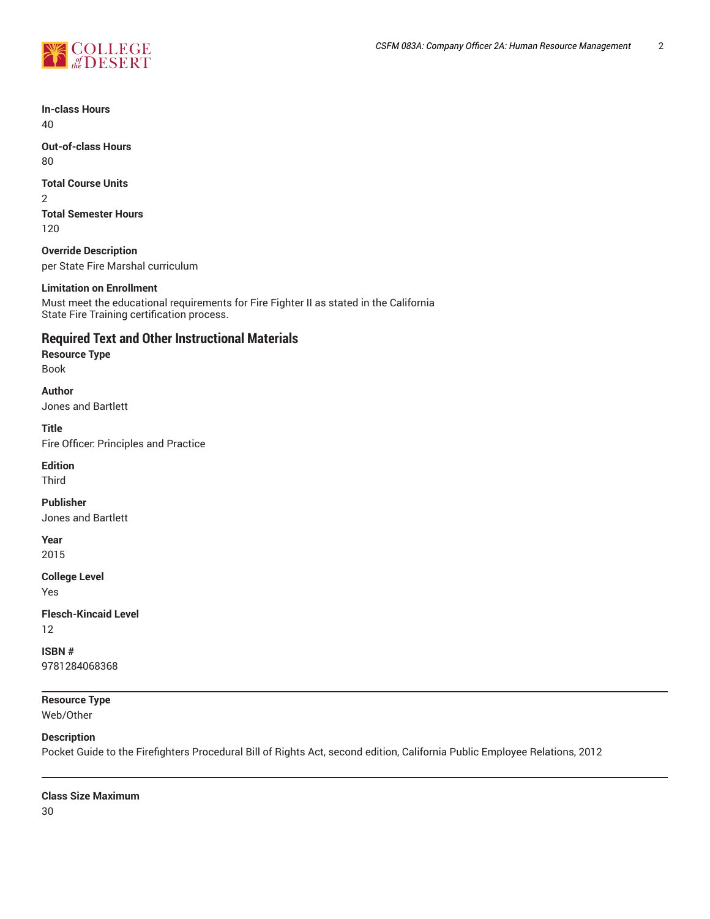**In-class Hours**
40

**Out-of-class Hours**
80

**Total Course Units**
2

**Total Semester Hours**
120

**Override Description**
per State Fire Marshal curriculum

**Limitation on Enrollment**
Must meet the educational requirements for Fire Fighter II as stated in the California State Fire Training certification process.

## Required Text and Other Instructional Materials

**Resource Type**
Book

**Author**
Jones and Bartlett

**Title**
Fire Officer: Principles and Practice

**Edition**
Third

**Publisher**
Jones and Bartlett

**Year**
2015

**College Level**
Yes

**Flesch-Kincaid Level**
12

**ISBN #**
9781284068368

---

**Resource Type**
Web/Other

**Description**
Pocket Guide to the Firefighters Procedural Bill of Rights Act, second edition, California Public Employee Relations, 2012

---

**Class Size Maximum**
30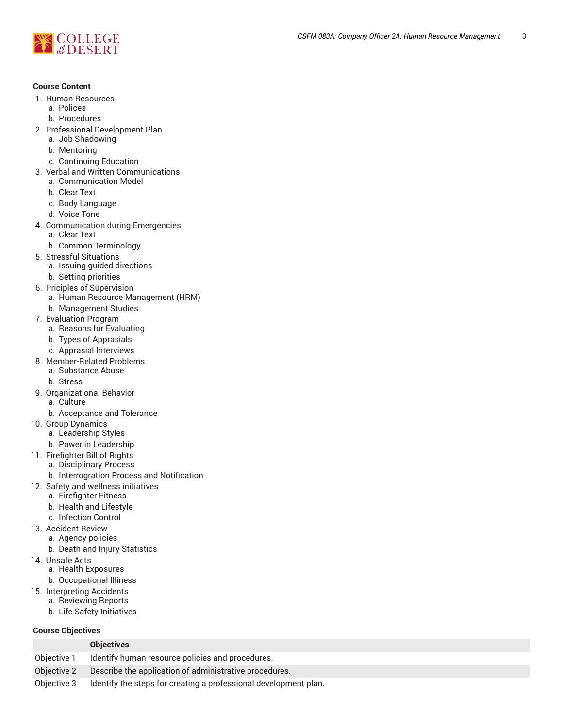**Course Content**

1. Human Resources
    a. Polices
    b. Procedures
2. Professional Development Plan
    a. Job Shadowing
    b. Mentoring
    c. Continuing Education
3. Verbal and Written Communications
    a. Communication Model
    b. Clear Text
    c. Body Language
    d. Voice Tone
4. Communication during Emergencies
    a. Clear Text
    b. Common Terminology
5. Stressful Situations
    a. Issuing guided directions
    b. Setting priorities
6. Priciples of Supervision
    a. Human Resource Management (HRM)
    b. Management Studies
7. Evaluation Program
    a. Reasons for Evaluating
    b. Types of Apprasials
    c. Apprasial Interviews
8. Member-Related Problems
    a. Substance Abuse
    b. Stress
9. Organizational Behavior
    a. Culture
    b. Acceptance and Tolerance
10. Group Dynamics
    a. Leadership Styles
    b. Power in Leadership
11. Firefighter Bill of Rights
    a. Disciplinary Process
    b. Interrogration Process and Notification
12. Safety and wellness initiatives
    a. Firefighter Fitness
    b. Health and Lifestyle
    c. Infection Control
13. Accident Review
    a. Agency policies
    b. Death and Injury Statistics
14. Unsafe Acts
    a. Health Exposures
    b. Occupational Illness
15. Interpreting Accidents
    a. Reviewing Reports
    b. Life Safety Initiatives

**Course Objectives**

| | Objectives |
|---|---|
| Objective 1 | Identify human resource policies and procedures. |
| Objective 2 | Describe the application of administrative procedures. |
| Objective 3 | Identify the steps for creating a professional development plan. |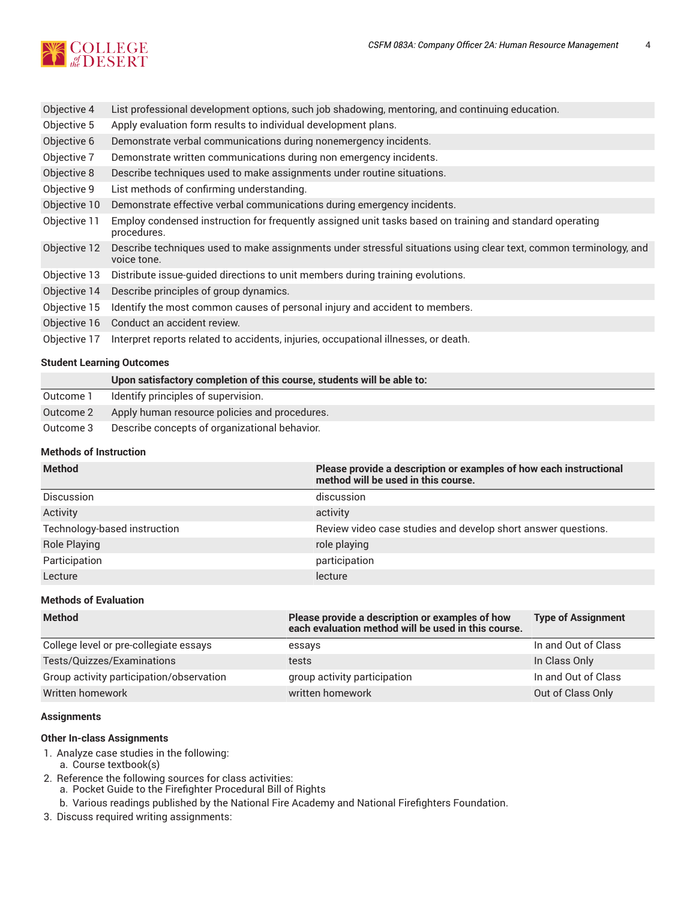| | |
|---|---|
| Objective 4 | List professional development options, such job shadowing, mentoring, and continuing education. |
| Objective 5 | Apply evaluation form results to individual development plans. |
| Objective 6 | Demonstrate verbal communications during nonemergency incidents. |
| Objective 7 | Demonstrate written communications during non emergency incidents. |
| Objective 8 | Describe techniques used to make assignments under routine situations. |
| Objective 9 | List methods of confirming understanding. |
| Objective 10 | Demonstrate effective verbal communications during emergency incidents. |
| Objective 11 | Employ condensed instruction for frequently assigned unit tasks based on training and standard operating procedures. |
| Objective 12 | Describe techniques used to make assignments under stressful situations using clear text, common terminology, and voice tone. |
| Objective 13 | Distribute issue-guided directions to unit members during training evolutions. |
| Objective 14 | Describe principles of group dynamics. |
| Objective 15 | Identify the most common causes of personal injury and accident to members. |
| Objective 16 | Conduct an accident review. |
| Objective 17 | Interpret reports related to accidents, injuries, occupational illnesses, or death. |

## Student Learning Outcomes

| | Upon satisfactory completion of this course, students will be able to: |
|---|---|
| Outcome 1 | Identify principles of supervision. |
| Outcome 2 | Apply human resource policies and procedures. |
| Outcome 3 | Describe concepts of organizational behavior. |

## Methods of Instruction

| Method | Please provide a description or examples of how each instructional method will be used in this course. |
|---|---|
| Discussion | discussion |
| Activity | activity |
| Technology-based instruction | Review video case studies and develop short answer questions. |
| Role Playing | role playing |
| Participation | participation |
| Lecture | lecture |

## Methods of Evaluation

| Method | Please provide a description or examples of how each evaluation method will be used in this course. | Type of Assignment |
|---|---|---|
| College level or pre-collegiate essays | essays | In and Out of Class |
| Tests/Quizzes/Examinations | tests | In Class Only |
| Group activity participation/observation | group activity participation | In and Out of Class |
| Written homework | written homework | Out of Class Only |

## Assignments

### Other In-class Assignments

1. Analyze case studies in the following:
   a. Course textbook(s)
2. Reference the following sources for class activities:
   a. Pocket Guide to the Firefighter Procedural Bill of Rights
   b. Various readings published by the National Fire Academy and National Firefighters Foundation.
3. Discuss required writing assignments: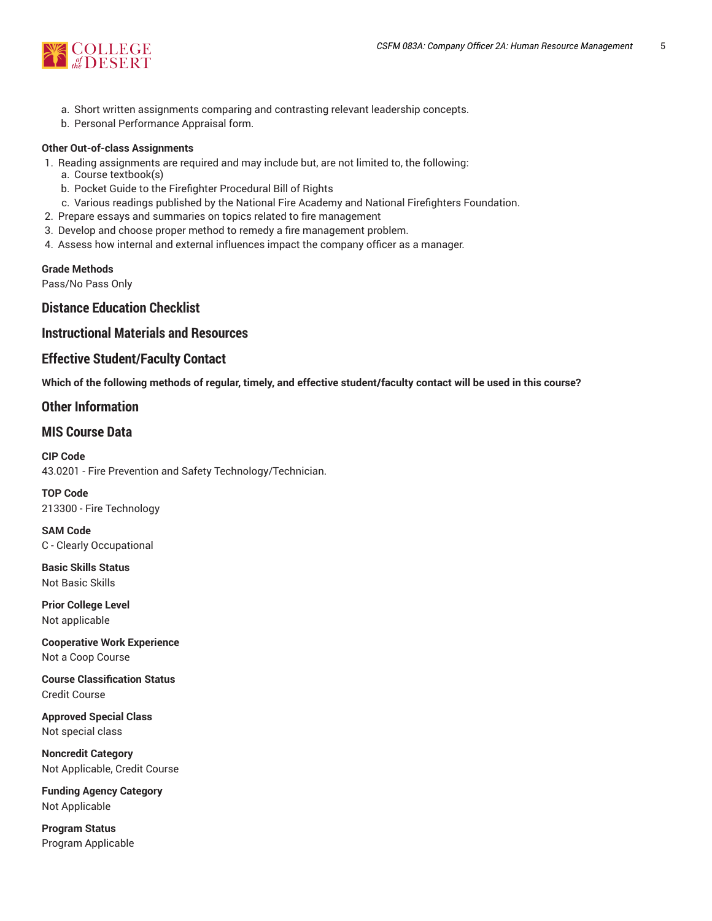a. Short written assignments comparing and contrasting relevant leadership concepts.
   b. Personal Performance Appraisal form.

**Other Out-of-class Assignments**

1. Reading assignments are required and may include but, are not limited to, the following:
   a. Course textbook(s)
   b. Pocket Guide to the Firefighter Procedural Bill of Rights
   c. Various readings published by the National Fire Academy and National Firefighters Foundation.
2. Prepare essays and summaries on topics related to fire management
3. Develop and choose proper method to remedy a fire management problem.
4. Assess how internal and external influences impact the company officer as a manager.

**Grade Methods**
Pass/No Pass Only

## Distance Education Checklist

## Instructional Materials and Resources

## Effective Student/Faculty Contact

**Which of the following methods of regular, timely, and effective student/faculty contact will be used in this course?**

## Other Information

## MIS Course Data

**CIP Code**
43.0201 - Fire Prevention and Safety Technology/Technician.

**TOP Code**
213300 - Fire Technology

**SAM Code**
C - Clearly Occupational

**Basic Skills Status**
Not Basic Skills

**Prior College Level**
Not applicable

**Cooperative Work Experience**
Not a Coop Course

**Course Classification Status**
Credit Course

**Approved Special Class**
Not special class

**Noncredit Category**
Not Applicable, Credit Course

**Funding Agency Category**
Not Applicable

**Program Status**
Program Applicable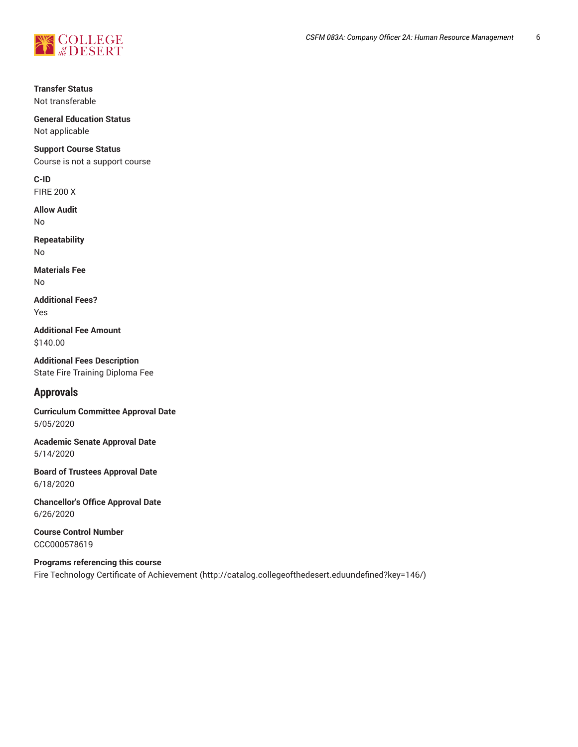**Transfer Status**
Not transferable

**General Education Status**
Not applicable

**Support Course Status**
Course is not a support course

**C-ID**
FIRE 200 X

**Allow Audit**
No

**Repeatability**
No

**Materials Fee**
No

**Additional Fees?**
Yes

**Additional Fee Amount**
$140.00

**Additional Fees Description**
State Fire Training Diploma Fee

## Approvals

**Curriculum Committee Approval Date**
5/05/2020

**Academic Senate Approval Date**
5/14/2020

**Board of Trustees Approval Date**
6/18/2020

**Chancellor's Office Approval Date**
6/26/2020

**Course Control Number**
CCC000578619

**Programs referencing this course**
Fire Technology Certificate of Achievement (http://catalog.collegeofthedesert.eduundefined?key=146/)